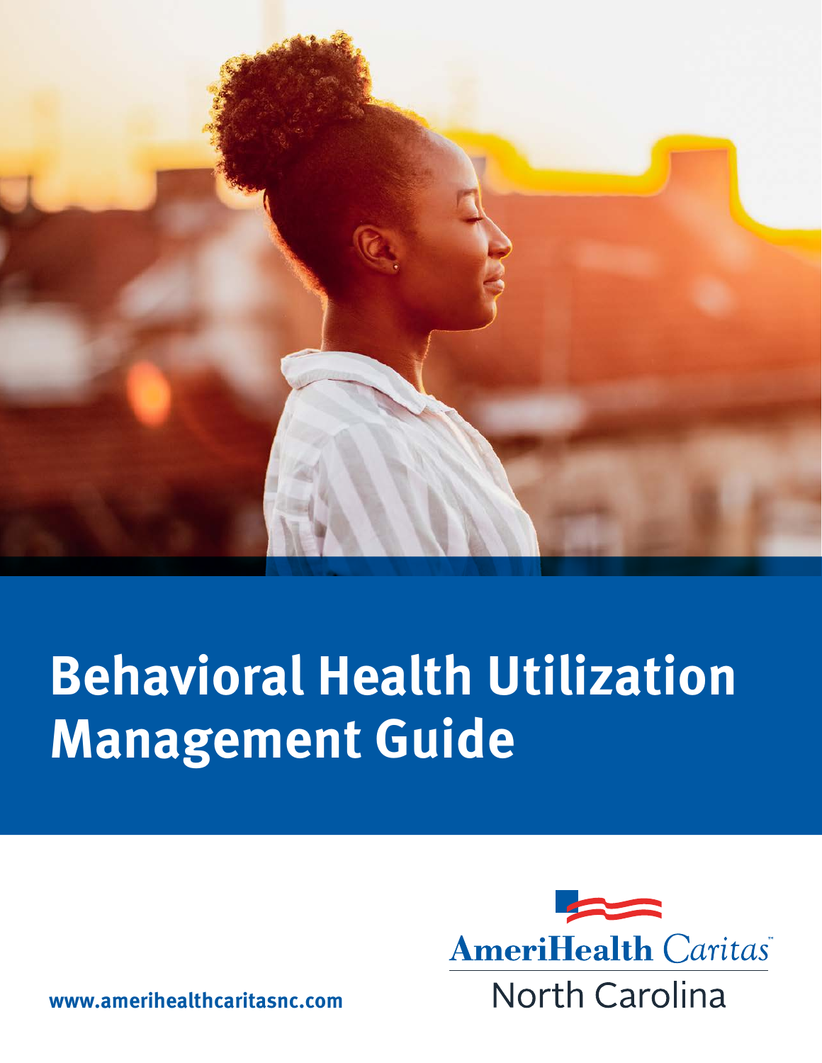# Behavioral Health Utilization Management Guide

AmeriHealth Caritas North Carolina

www.amerihealthcaritasnc.com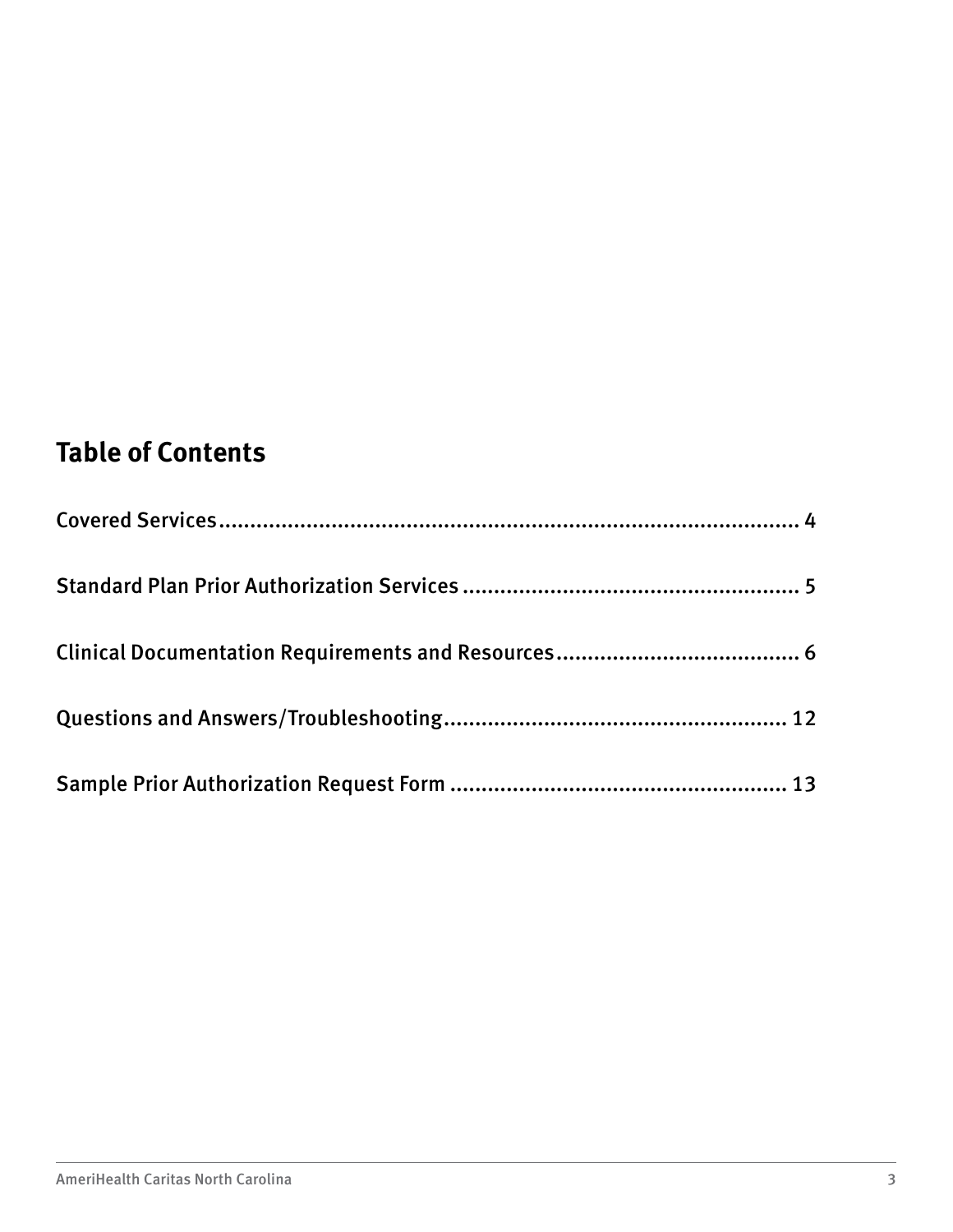## Table of Contents

Covered Services .......................................................................................... 4

Standard Plan Prior Authorization Services ...................................................... 5

Clinical Documentation Requirements and Resources ....................................... 6

Questions and Answers/Troubleshooting ....................................................... 12

Sample Prior Authorization Request Form ...................................................... 13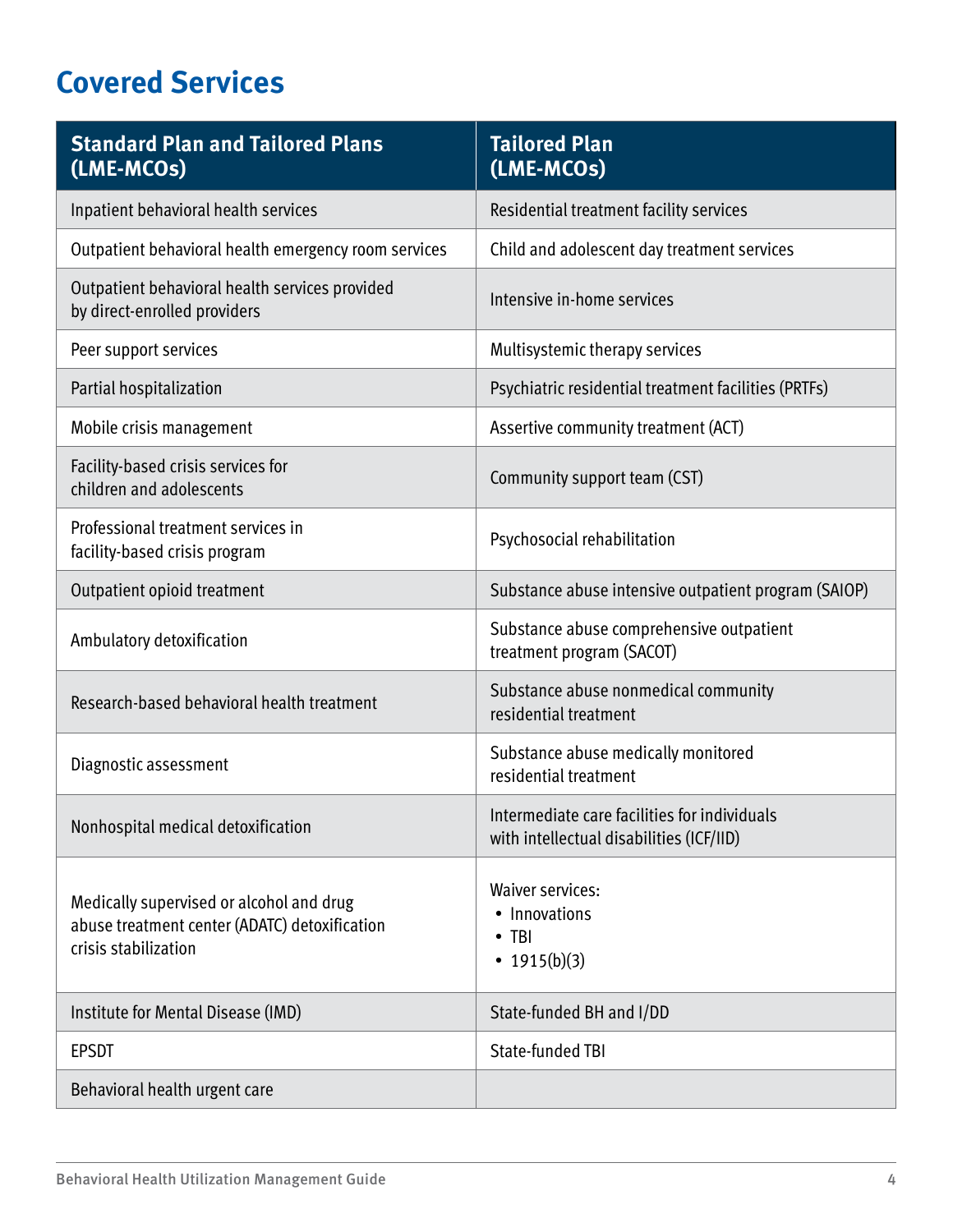# Covered Services

| Standard Plan and Tailored Plans (LME-MCOs) | Tailored Plan (LME-MCOs) |
|---|---|
| Inpatient behavioral health services | Residential treatment facility services |
| Outpatient behavioral health emergency room services | Child and adolescent day treatment services |
| Outpatient behavioral health services provided by direct-enrolled providers | Intensive in-home services |
| Peer support services | Multisystemic therapy services |
| Partial hospitalization | Psychiatric residential treatment facilities (PRTFs) |
| Mobile crisis management | Assertive community treatment (ACT) |
| Facility-based crisis services for children and adolescents | Community support team (CST) |
| Professional treatment services in facility-based crisis program | Psychosocial rehabilitation |
| Outpatient opioid treatment | Substance abuse intensive outpatient program (SAIOP) |
| Ambulatory detoxification | Substance abuse comprehensive outpatient treatment program (SACOT) |
| Research-based behavioral health treatment | Substance abuse nonmedical community residential treatment |
| Diagnostic assessment | Substance abuse medically monitored residential treatment |
| Nonhospital medical detoxification | Intermediate care facilities for individuals with intellectual disabilities (ICF/IID) |
| Medically supervised or alcohol and drug abuse treatment center (ADATC) detoxification crisis stabilization | Waiver services:<br>• Innovations<br>• TBI<br>• 1915(b)(3) |
| Institute for Mental Disease (IMD) | State-funded BH and I/DD |
| EPSDT | State-funded TBI |
| Behavioral health urgent care | |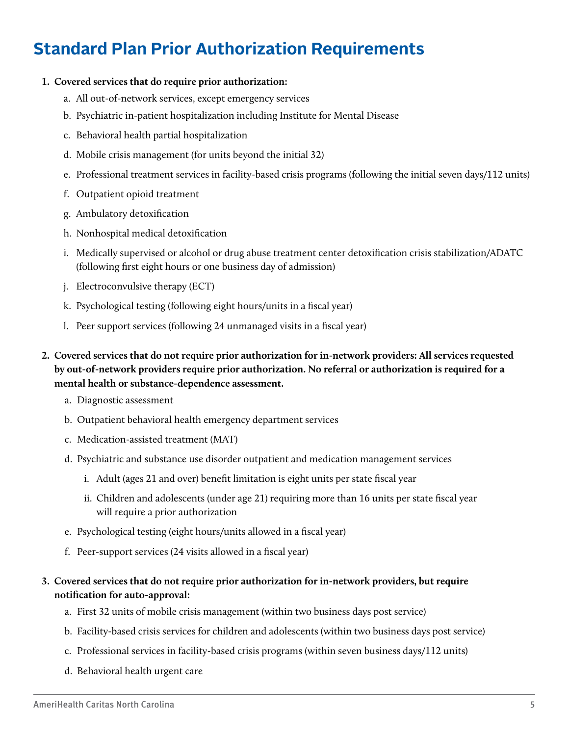# Standard Plan Prior Authorization Requirements

1. **Covered services that do require prior authorization:**
   a. All out-of-network services, except emergency services
   b. Psychiatric in-patient hospitalization including Institute for Mental Disease
   c. Behavioral health partial hospitalization
   d. Mobile crisis management (for units beyond the initial 32)
   e. Professional treatment services in facility-based crisis programs (following the initial seven days/112 units)
   f. Outpatient opioid treatment
   g. Ambulatory detoxification
   h. Nonhospital medical detoxification
   i. Medically supervised or alcohol or drug abuse treatment center detoxification crisis stabilization/ADATC (following first eight hours or one business day of admission)
   j. Electroconvulsive therapy (ECT)
   k. Psychological testing (following eight hours/units in a fiscal year)
   l. Peer support services (following 24 unmanaged visits in a fiscal year)

2. **Covered services that do not require prior authorization for in-network providers: All services requested by out-of-network providers require prior authorization. No referral or authorization is required for a mental health or substance-dependence assessment.**
   a. Diagnostic assessment
   b. Outpatient behavioral health emergency department services
   c. Medication-assisted treatment (MAT)
   d. Psychiatric and substance use disorder outpatient and medication management services
      i. Adult (ages 21 and over) benefit limitation is eight units per state fiscal year
      ii. Children and adolescents (under age 21) requiring more than 16 units per state fiscal year will require a prior authorization
   e. Psychological testing (eight hours/units allowed in a fiscal year)
   f. Peer-support services (24 visits allowed in a fiscal year)

3. **Covered services that do not require prior authorization for in-network providers, but require notification for auto-approval:**
   a. First 32 units of mobile crisis management (within two business days post service)
   b. Facility-based crisis services for children and adolescents (within two business days post service)
   c. Professional services in facility-based crisis programs (within seven business days/112 units)
   d. Behavioral health urgent care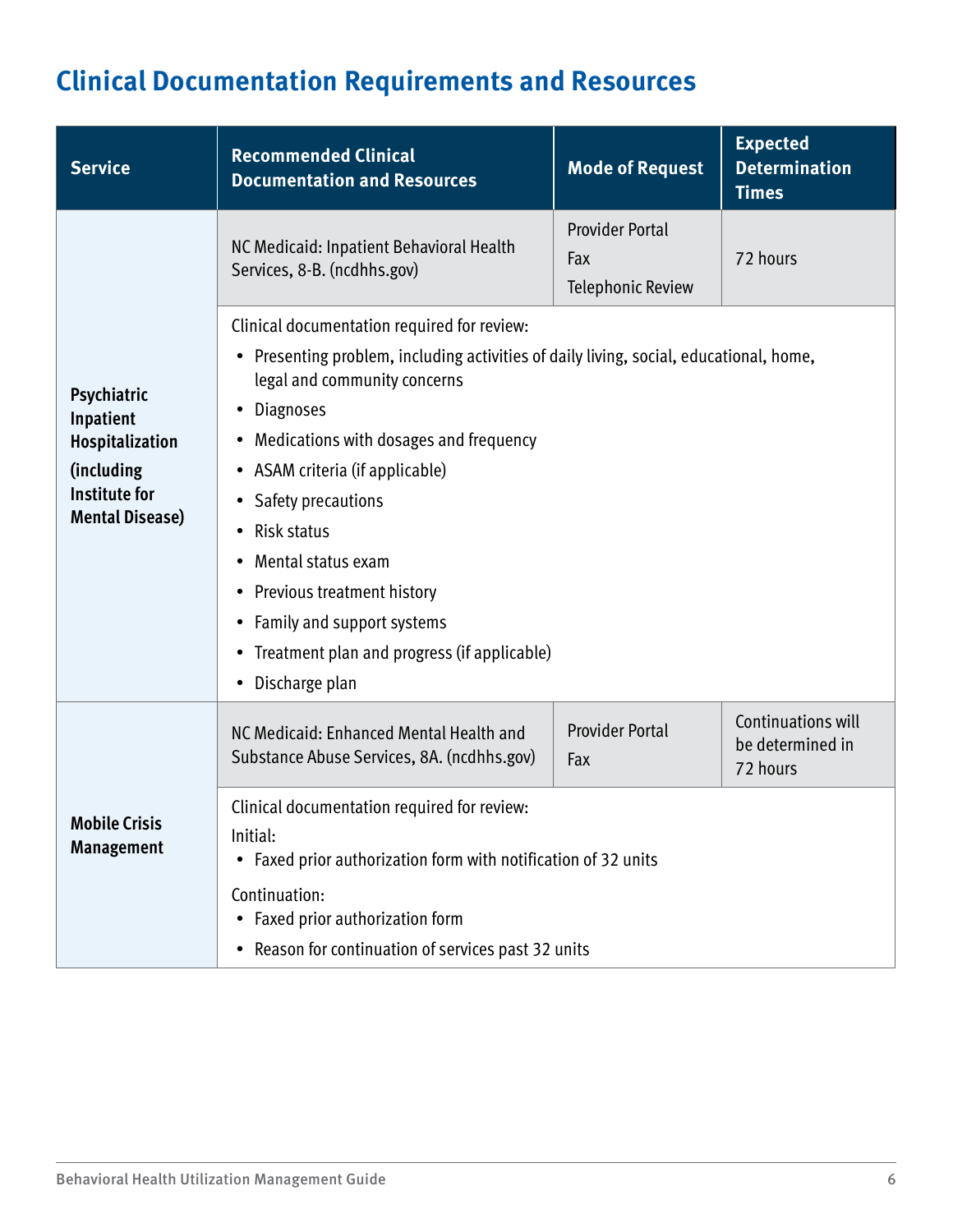# Clinical Documentation Requirements and Resources

| Service | Recommended Clinical Documentation and Resources | Mode of Request | Expected Determination Times |
|---|---|---|---|
| **Psychiatric Inpatient Hospitalization (including Institute for Mental Disease)** | NC Medicaid: Inpatient Behavioral Health Services, 8-B. (ncdhhs.gov) | Provider Portal<br>Fax<br>Telephonic Review | 72 hours |
| | Clinical documentation required for review:<br>• Presenting problem, including activities of daily living, social, educational, home, legal and community concerns<br>• Diagnoses<br>• Medications with dosages and frequency<br>• ASAM criteria (if applicable)<br>• Safety precautions<br>• Risk status<br>• Mental status exam<br>• Previous treatment history<br>• Family and support systems<br>• Treatment plan and progress (if applicable)<br>• Discharge plan | | |
| **Mobile Crisis Management** | NC Medicaid: Enhanced Mental Health and Substance Abuse Services, 8A. (ncdhhs.gov) | Provider Portal<br>Fax | Continuations will be determined in 72 hours |
| | Clinical documentation required for review:<br>Initial:<br>• Faxed prior authorization form with notification of 32 units<br>Continuation:<br>• Faxed prior authorization form<br>• Reason for continuation of services past 32 units | | |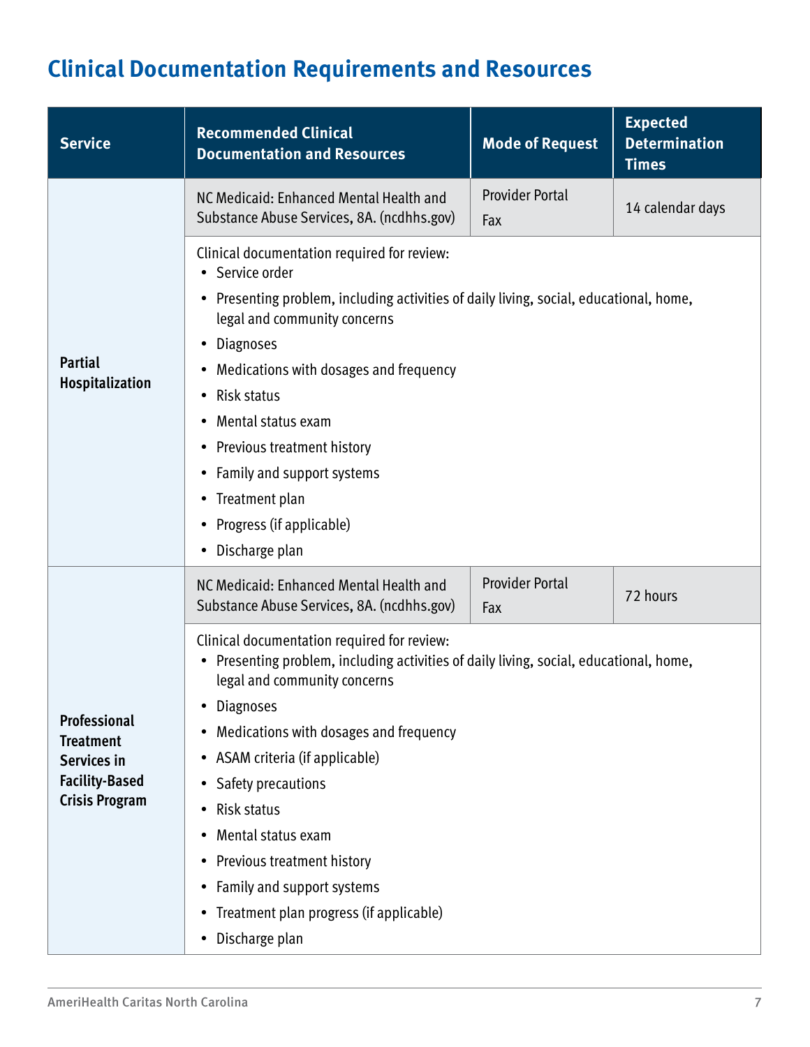# Clinical Documentation Requirements and Resources

| Service | Recommended Clinical Documentation and Resources | Mode of Request | Expected Determination Times |
| --- | --- | --- | --- |
| **Partial Hospitalization** | NC Medicaid: Enhanced Mental Health and Substance Abuse Services, 8A. (ncdhhs.gov) | Provider Portal<br>Fax | 14 calendar days |
| | Clinical documentation required for review:<br>• Service order<br>• Presenting problem, including activities of daily living, social, educational, home, legal and community concerns<br>• Diagnoses<br>• Medications with dosages and frequency<br>• Risk status<br>• Mental status exam<br>• Previous treatment history<br>• Family and support systems<br>• Treatment plan<br>• Progress (if applicable)<br>• Discharge plan | | |
| **Professional Treatment Services in Facility-Based Crisis Program** | NC Medicaid: Enhanced Mental Health and Substance Abuse Services, 8A. (ncdhhs.gov) | Provider Portal<br>Fax | 72 hours |
| | Clinical documentation required for review:<br>• Presenting problem, including activities of daily living, social, educational, home, legal and community concerns<br>• Diagnoses<br>• Medications with dosages and frequency<br>• ASAM criteria (if applicable)<br>• Safety precautions<br>• Risk status<br>• Mental status exam<br>• Previous treatment history<br>• Family and support systems<br>• Treatment plan progress (if applicable)<br>• Discharge plan | | |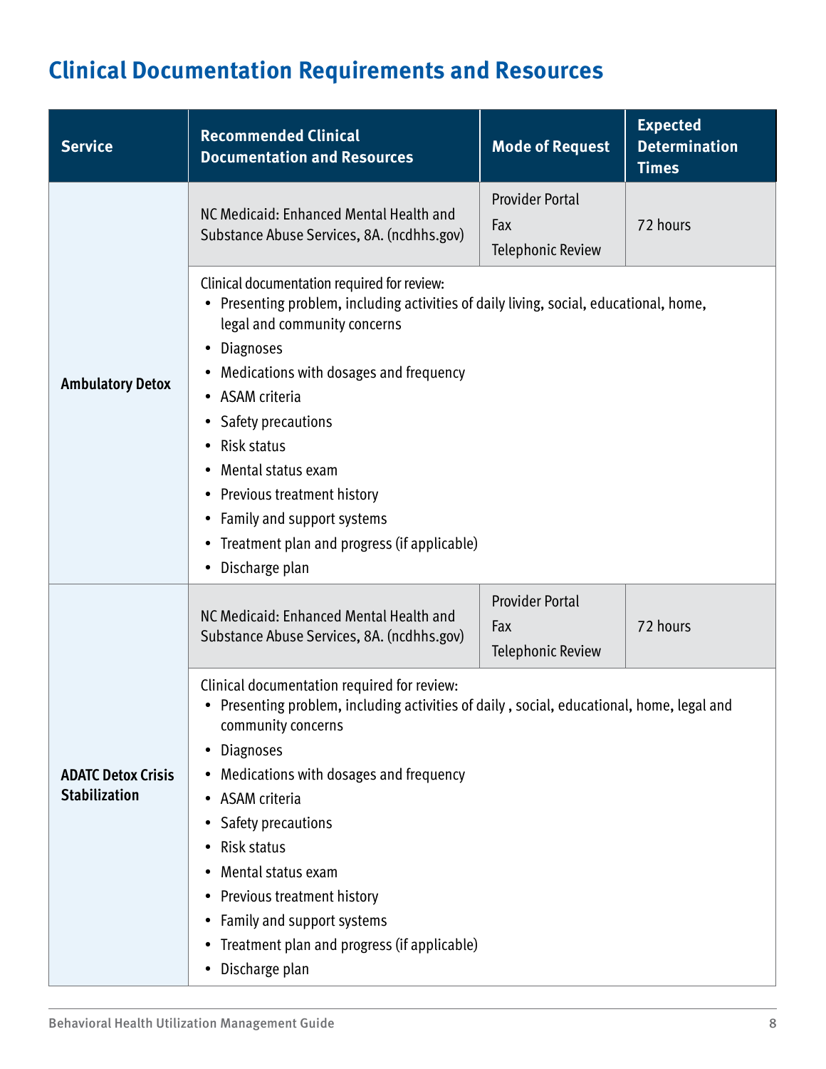# Clinical Documentation Requirements and Resources

| Service | Recommended Clinical Documentation and Resources | Mode of Request | Expected Determination Times |
|---|---|---|---|
| Ambulatory Detox | NC Medicaid: Enhanced Mental Health and Substance Abuse Services, 8A. (ncdhhs.gov) | Provider Portal<br>Fax<br>Telephonic Review | 72 hours |
| | Clinical documentation required for review:<br>• Presenting problem, including activities of daily living, social, educational, home, legal and community concerns<br>• Diagnoses<br>• Medications with dosages and frequency<br>• ASAM criteria<br>• Safety precautions<br>• Risk status<br>• Mental status exam<br>• Previous treatment history<br>• Family and support systems<br>• Treatment plan and progress (if applicable)<br>• Discharge plan | | |
| ADATC Detox Crisis Stabilization | NC Medicaid: Enhanced Mental Health and Substance Abuse Services, 8A. (ncdhhs.gov) | Provider Portal<br>Fax<br>Telephonic Review | 72 hours |
| | Clinical documentation required for review:<br>• Presenting problem, including activities of daily , social, educational, home, legal and community concerns<br>• Diagnoses<br>• Medications with dosages and frequency<br>• ASAM criteria<br>• Safety precautions<br>• Risk status<br>• Mental status exam<br>• Previous treatment history<br>• Family and support systems<br>• Treatment plan and progress (if applicable)<br>• Discharge plan | | |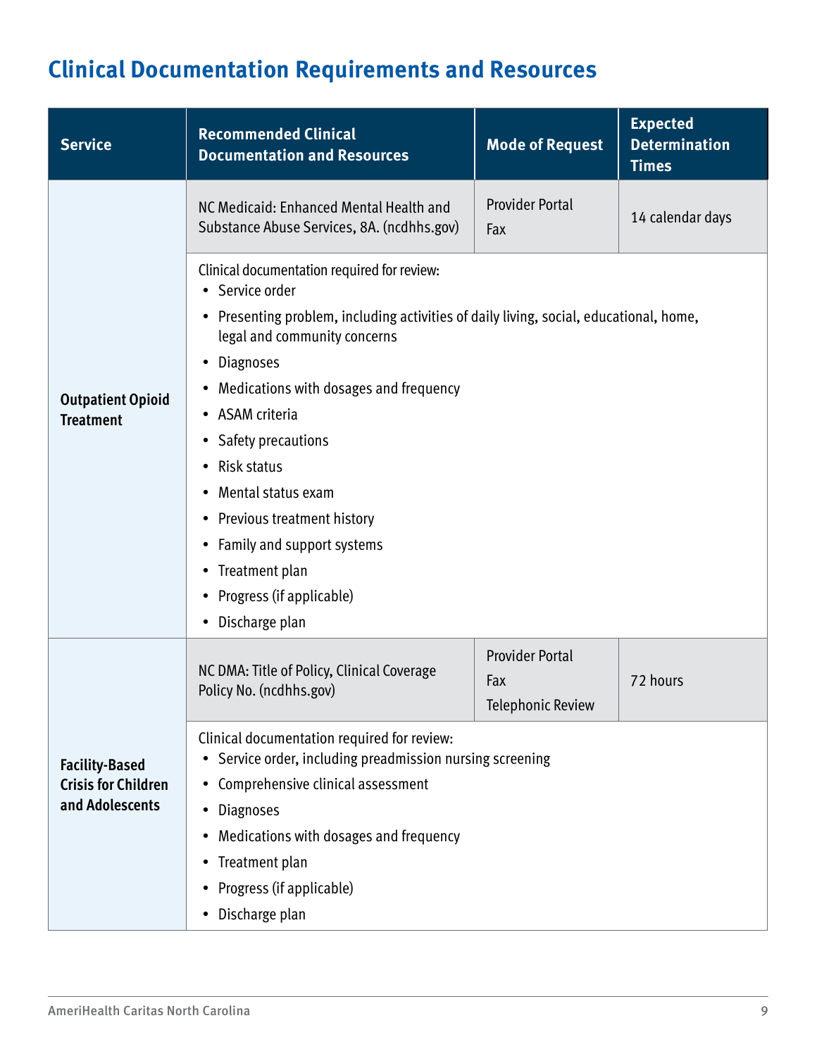# Clinical Documentation Requirements and Resources

| Service | Recommended Clinical Documentation and Resources | Mode of Request | Expected Determination Times |
|---|---|---|---|
| **Outpatient Opioid Treatment** | NC Medicaid: Enhanced Mental Health and Substance Abuse Services, 8A. (ncdhhs.gov) | Provider Portal<br>Fax | 14 calendar days |
| | Clinical documentation required for review:<br>• Service order<br>• Presenting problem, including activities of daily living, social, educational, home, legal and community concerns<br>• Diagnoses<br>• Medications with dosages and frequency<br>• ASAM criteria<br>• Safety precautions<br>• Risk status<br>• Mental status exam<br>• Previous treatment history<br>• Family and support systems<br>• Treatment plan<br>• Progress (if applicable)<br>• Discharge plan | | |
| **Facility-Based Crisis for Children and Adolescents** | NC DMA: Title of Policy, Clinical Coverage Policy No. (ncdhhs.gov) | Provider Portal<br>Fax<br>Telephonic Review | 72 hours |
| | Clinical documentation required for review:<br>• Service order, including preadmission nursing screening<br>• Comprehensive clinical assessment<br>• Diagnoses<br>• Medications with dosages and frequency<br>• Treatment plan<br>• Progress (if applicable)<br>• Discharge plan | | |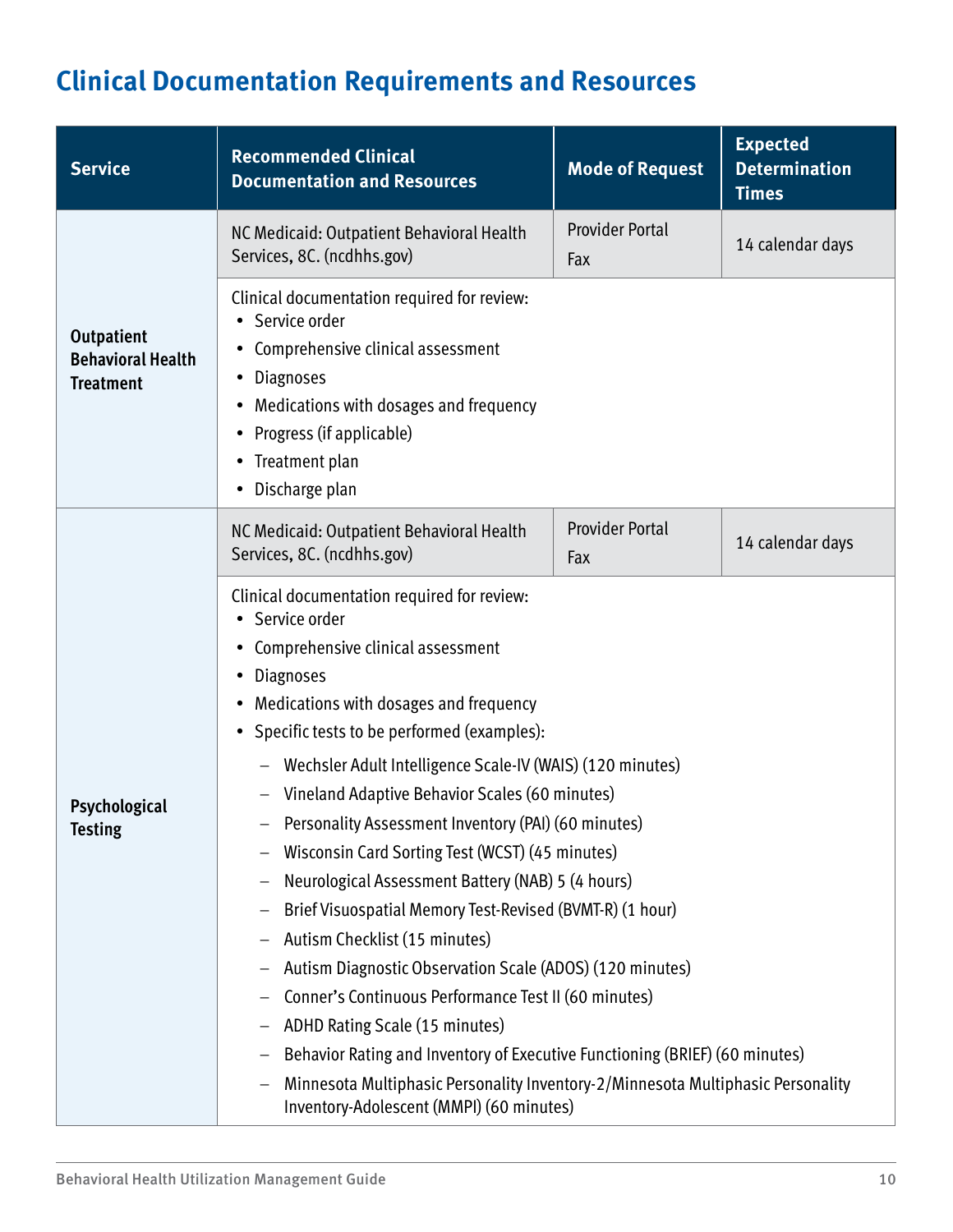# Clinical Documentation Requirements and Resources

| Service | Recommended Clinical Documentation and Resources | Mode of Request | Expected Determination Times |
|---|---|---|---|
| Outpatient Behavioral Health Treatment | NC Medicaid: Outpatient Behavioral Health Services, 8C. (ncdhhs.gov) | Provider Portal<br>Fax | 14 calendar days |
| | Clinical documentation required for review:<br>• Service order<br>• Comprehensive clinical assessment<br>• Diagnoses<br>• Medications with dosages and frequency<br>• Progress (if applicable)<br>• Treatment plan<br>• Discharge plan | | |
| Psychological Testing | NC Medicaid: Outpatient Behavioral Health Services, 8C. (ncdhhs.gov) | Provider Portal<br>Fax | 14 calendar days |
| | Clinical documentation required for review:<br>• Service order<br>• Comprehensive clinical assessment<br>• Diagnoses<br>• Medications with dosages and frequency<br>• Specific tests to be performed (examples):<br>– Wechsler Adult Intelligence Scale-IV (WAIS) (120 minutes)<br>– Vineland Adaptive Behavior Scales (60 minutes)<br>– Personality Assessment Inventory (PAI) (60 minutes)<br>– Wisconsin Card Sorting Test (WCST) (45 minutes)<br>– Neurological Assessment Battery (NAB) 5 (4 hours)<br>– Brief Visuospatial Memory Test-Revised (BVMT-R) (1 hour)<br>– Autism Checklist (15 minutes)<br>– Autism Diagnostic Observation Scale (ADOS) (120 minutes)<br>– Conner's Continuous Performance Test II (60 minutes)<br>– ADHD Rating Scale (15 minutes)<br>– Behavior Rating and Inventory of Executive Functioning (BRIEF) (60 minutes)<br>– Minnesota Multiphasic Personality Inventory-2/Minnesota Multiphasic Personality Inventory-Adolescent (MMPI) (60 minutes) | | |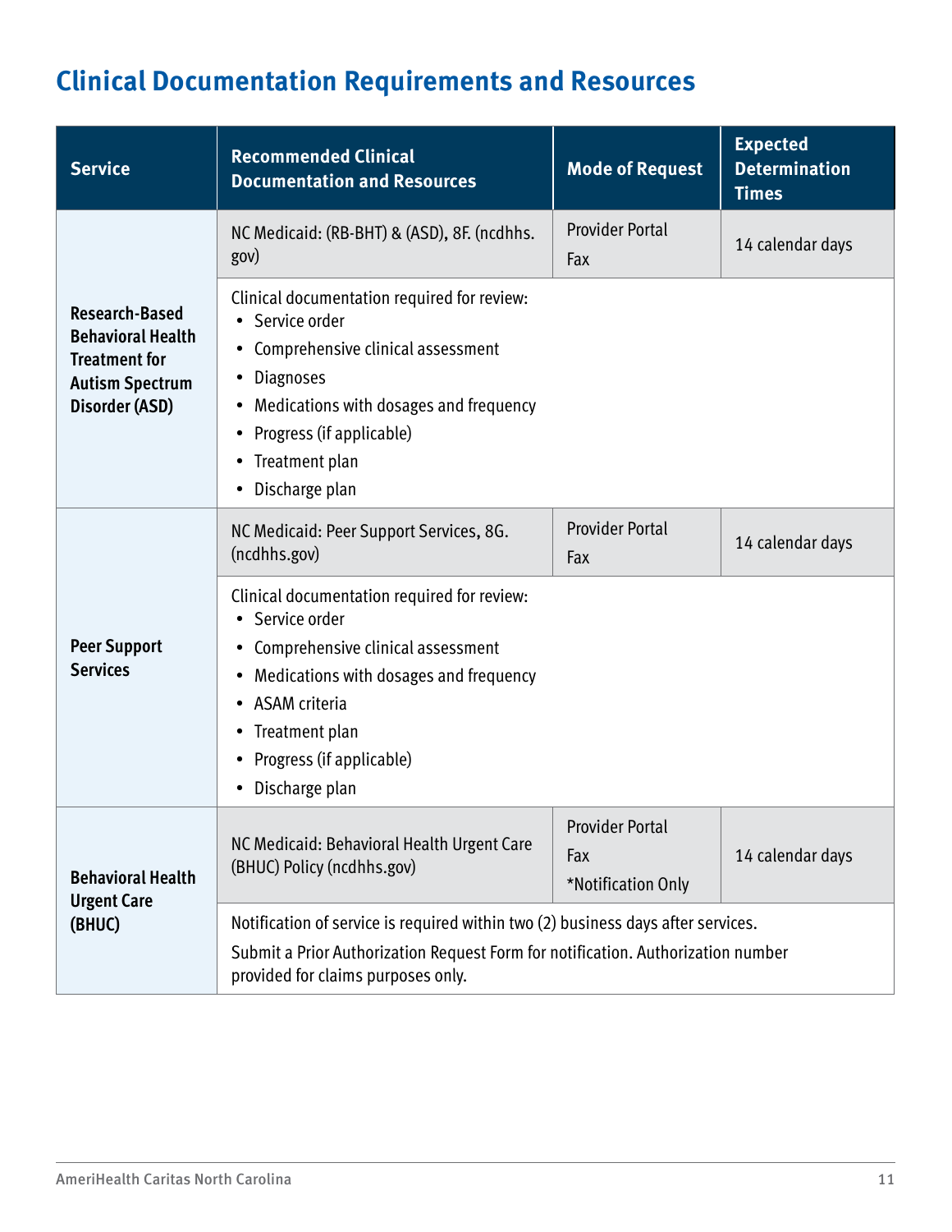# Clinical Documentation Requirements and Resources

| Service | Recommended Clinical Documentation and Resources | Mode of Request | Expected Determination Times |
|---|---|---|---|
| **Research-Based Behavioral Health Treatment for Autism Spectrum Disorder (ASD)** | NC Medicaid: (RB-BHT) & (ASD), 8F. (ncdhhs.gov) | Provider Portal<br>Fax | 14 calendar days |
| | Clinical documentation required for review:<br>• Service order<br>• Comprehensive clinical assessment<br>• Diagnoses<br>• Medications with dosages and frequency<br>• Progress (if applicable)<br>• Treatment plan<br>• Discharge plan | | |
| **Peer Support Services** | NC Medicaid: Peer Support Services, 8G. (ncdhhs.gov) | Provider Portal<br>Fax | 14 calendar days |
| | Clinical documentation required for review:<br>• Service order<br>• Comprehensive clinical assessment<br>• Medications with dosages and frequency<br>• ASAM criteria<br>• Treatment plan<br>• Progress (if applicable)<br>• Discharge plan | | |
| **Behavioral Health Urgent Care (BHUC)** | NC Medicaid: Behavioral Health Urgent Care (BHUC) Policy (ncdhhs.gov) | Provider Portal<br>Fax<br>*Notification Only | 14 calendar days |
| | Notification of service is required within two (2) business days after services.<br>Submit a Prior Authorization Request Form for notification. Authorization number provided for claims purposes only. | | |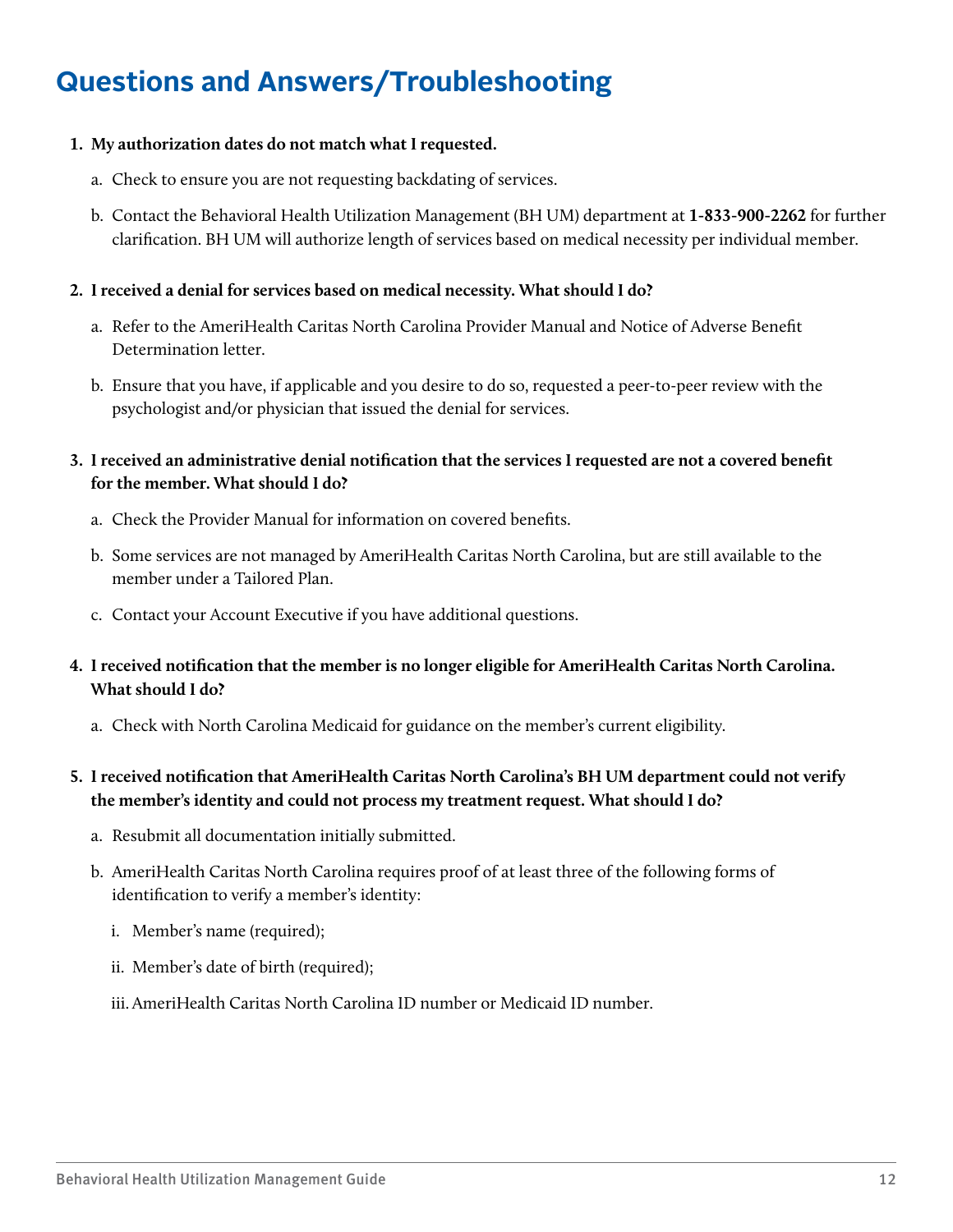# Questions and Answers/Troubleshooting

1. **My authorization dates do not match what I requested.**
   a. Check to ensure you are not requesting backdating of services.
   b. Contact the Behavioral Health Utilization Management (BH UM) department at **1-833-900-2262** for further clarification. BH UM will authorize length of services based on medical necessity per individual member.

2. **I received a denial for services based on medical necessity. What should I do?**
   a. Refer to the AmeriHealth Caritas North Carolina Provider Manual and Notice of Adverse Benefit Determination letter.
   b. Ensure that you have, if applicable and you desire to do so, requested a peer-to-peer review with the psychologist and/or physician that issued the denial for services.

3. **I received an administrative denial notification that the services I requested are not a covered benefit for the member. What should I do?**
   a. Check the Provider Manual for information on covered benefits.
   b. Some services are not managed by AmeriHealth Caritas North Carolina, but are still available to the member under a Tailored Plan.
   c. Contact your Account Executive if you have additional questions.

4. **I received notification that the member is no longer eligible for AmeriHealth Caritas North Carolina. What should I do?**
   a. Check with North Carolina Medicaid for guidance on the member's current eligibility.

5. **I received notification that AmeriHealth Caritas North Carolina's BH UM department could not verify the member's identity and could not process my treatment request. What should I do?**
   a. Resubmit all documentation initially submitted.
   b. AmeriHealth Caritas North Carolina requires proof of at least three of the following forms of identification to verify a member's identity:
      i. Member's name (required);
      ii. Member's date of birth (required);
      iii. AmeriHealth Caritas North Carolina ID number or Medicaid ID number.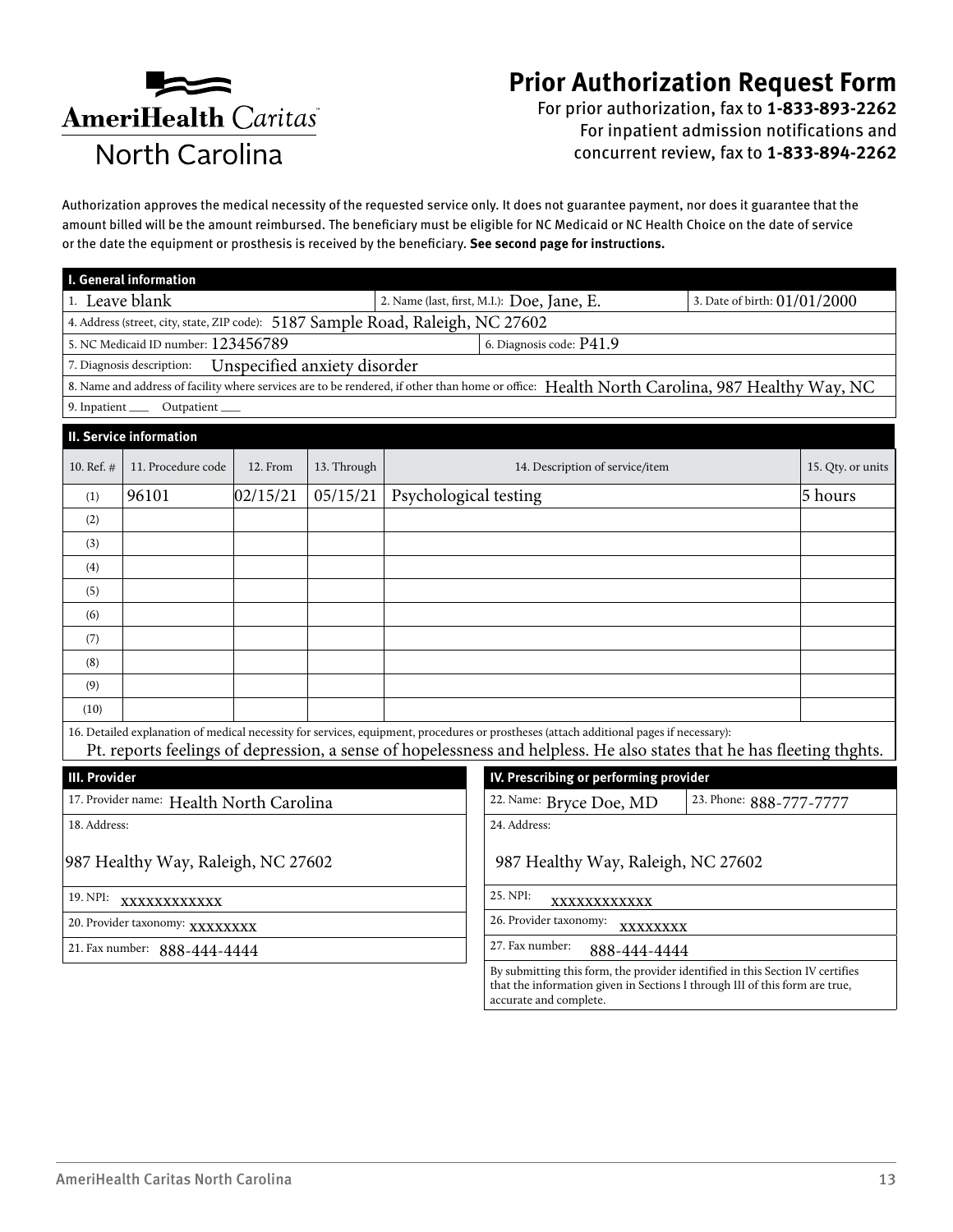AmeriHealth Caritas North Carolina

# Prior Authorization Request Form

For prior authorization, fax to **1-833-893-2262**
For inpatient admission notifications and concurrent review, fax to **1-833-894-2262**

Authorization approves the medical necessity of the requested service only. It does not guarantee payment, nor does it guarantee that the amount billed will be the amount reimbursed. The beneficiary must be eligible for NC Medicaid or NC Health Choice on the date of service or the date the equipment or prosthesis is received by the beneficiary. **See second page for instructions.**

## I. General information

1. Leave blank
2. Name (last, first, M.I.): Doe, Jane, E.
3. Date of birth: 01/01/2000
4. Address (street, city, state, ZIP code): 5187 Sample Road, Raleigh, NC 27602
5. NC Medicaid ID number: 123456789
6. Diagnosis code: P41.9
7. Diagnosis description: Unspecified anxiety disorder
8. Name and address of facility where services are to be rendered, if other than home or office: Health North Carolina, 987 Healthy Way, NC
9. Inpatient \_\_\_ Outpatient \_\_\_

## II. Service information

| 10. Ref. # | 11. Procedure code | 12. From | 13. Through | 14. Description of service/item | 15. Qty. or units |
|---|---|---|---|---|---|
| (1) | 96101 | 02/15/21 | 05/15/21 | Psychological testing | 5 hours |
| (2) | | | | | |
| (3) | | | | | |
| (4) | | | | | |
| (5) | | | | | |
| (6) | | | | | |
| (7) | | | | | |
| (8) | | | | | |
| (9) | | | | | |
| (10) | | | | | |

16. Detailed explanation of medical necessity for services, equipment, procedures or prostheses (attach additional pages if necessary):
Pt. reports feelings of depression, a sense of hopelessness and helpless. He also states that he has fleeting thghts.

## III. Provider

17. Provider name: Health North Carolina
18. Address: 987 Healthy Way, Raleigh, NC 27602
19. NPI: xxxxxxxxxxxx
20. Provider taxonomy: xxxxxxxx
21. Fax number: 888-444-4444

## IV. Prescribing or performing provider

22. Name: Bryce Doe, MD
23. Phone: 888-777-7777
24. Address: 987 Healthy Way, Raleigh, NC 27602
25. NPI: xxxxxxxxxxxx
26. Provider taxonomy: xxxxxxxx
27. Fax number: 888-444-4444

By submitting this form, the provider identified in this Section IV certifies that the information given in Sections I through III of this form are true, accurate and complete.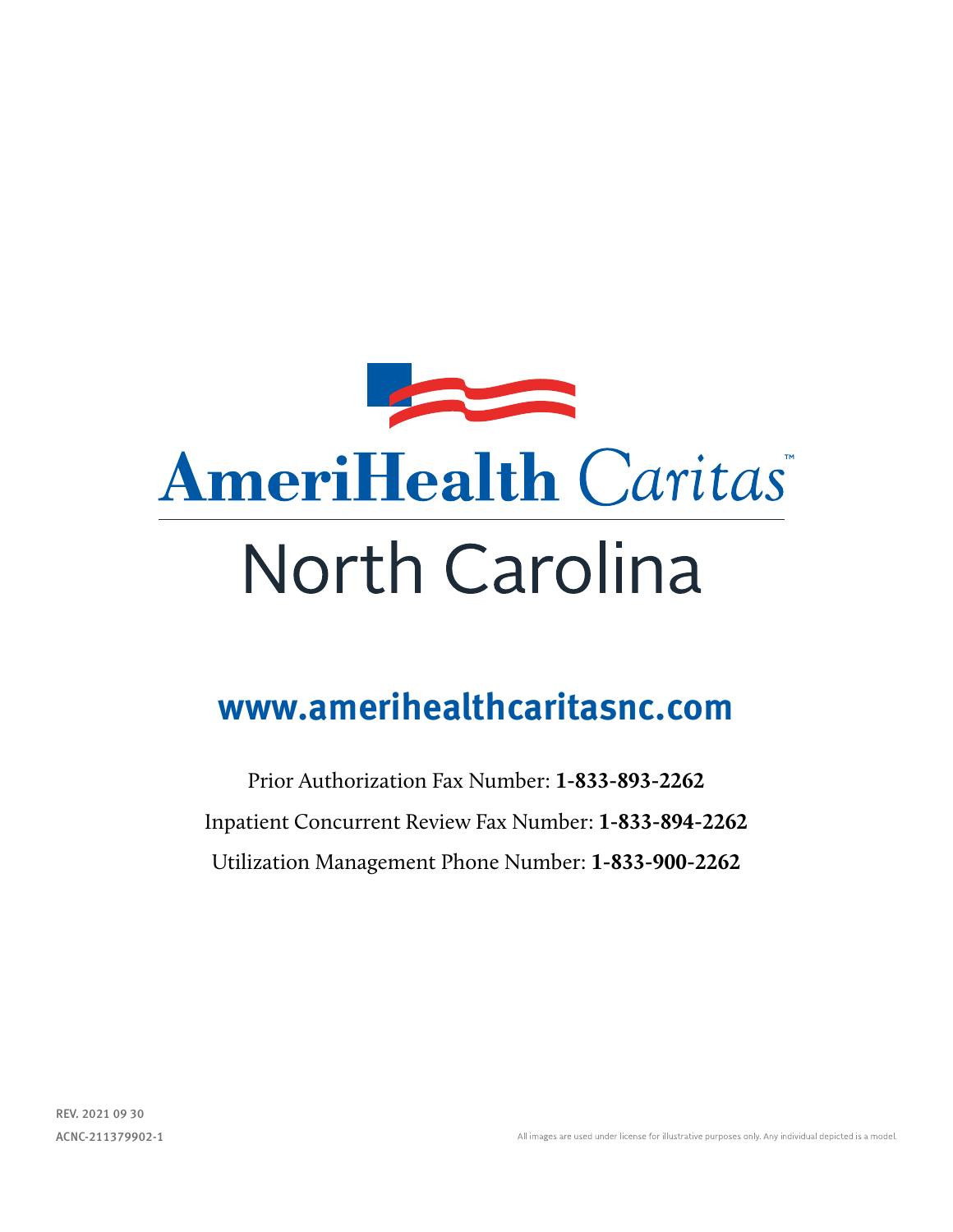# AmeriHealth Caritas

## North Carolina

**www.amerihealthcaritasnc.com**

Prior Authorization Fax Number: **1-833-893-2262**

Inpatient Concurrent Review Fax Number: **1-833-894-2262**

Utilization Management Phone Number: **1-833-900-2262**

REV. 2021 09 30

ACNC-211379902-1

All images are used under license for illustrative purposes only. Any individual depicted is a model.